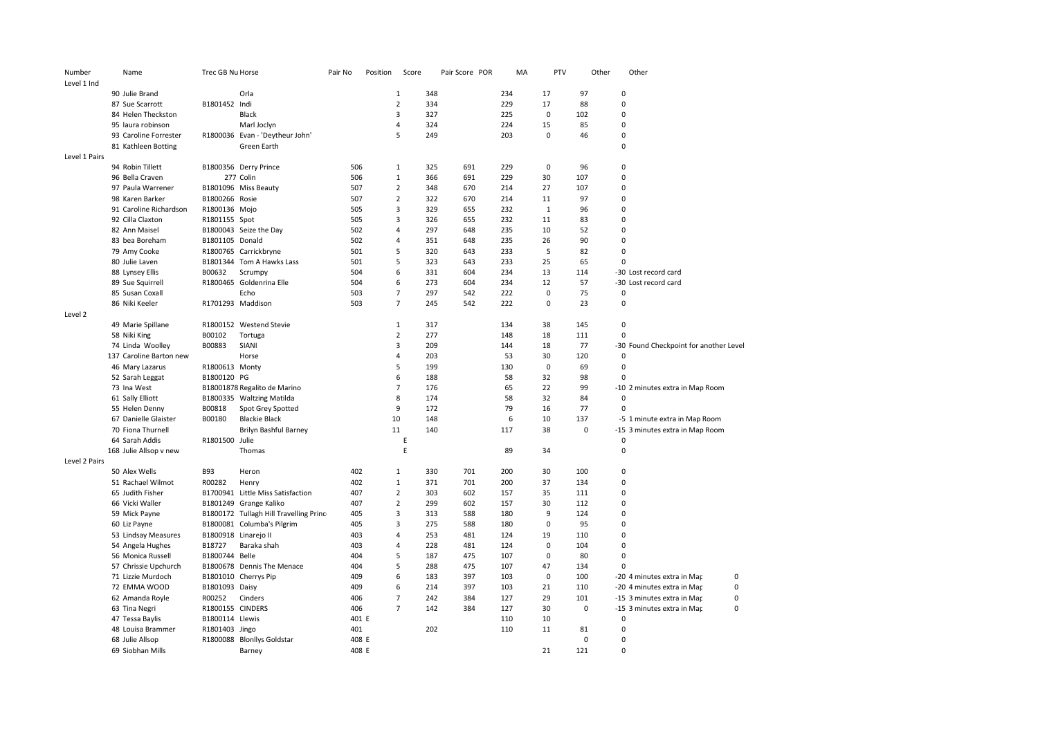| Number | Name | Trec GB Nu | Horse | Pair No | Position | Score | Pair Score | POR | MA | PTV | Other | Other |
|---|---|---|---|---|---|---|---|---|---|---|---|---|
| Level 1 Ind | | | | | | | | | | | | |
| 90 | Julie Brand | | Orla | | 1 | 348 | | 234 | 17 | 97 | 0 | |
| 87 | Sue Scarrott | B1801452 | Indi | | 2 | 334 | | 229 | 17 | 88 | 0 | |
| 84 | Helen Theckston | | Black | | 3 | 327 | | 225 | 0 | 102 | 0 | |
| 95 | laura robinson | | Marl Joclyn | | 4 | 324 | | 224 | 15 | 85 | 0 | |
| 93 | Caroline Forrester | R1800036 | Evan - 'Deytheur John' | | 5 | 249 | | 203 | 0 | 46 | 0 | |
| 81 | Kathleen Botting | | Green Earth | | | | | | | | 0 | |
| Level 1 Pairs | | | | | | | | | | | | |
| 94 | Robin Tillett | B1800356 | Derry Prince | 506 | 1 | 325 | 691 | 229 | 0 | 96 | 0 | |
| 96 | Bella Craven | 277 | Colin | 506 | 1 | 366 | 691 | 229 | 30 | 107 | 0 | |
| 97 | Paula Warrener | B1801096 | Miss Beauty | 507 | 2 | 348 | 670 | 214 | 27 | 107 | 0 | |
| 98 | Karen Barker | B1800266 | Rosie | 507 | 2 | 322 | 670 | 214 | 11 | 97 | 0 | |
| 91 | Caroline Richardson | R1800136 | Mojo | 505 | 3 | 329 | 655 | 232 | 1 | 96 | 0 | |
| 92 | Cilla Claxton | R1801155 | Spot | 505 | 3 | 326 | 655 | 232 | 11 | 83 | 0 | |
| 82 | Ann Maisel | B1800043 | Seize the Day | 502 | 4 | 297 | 648 | 235 | 10 | 52 | 0 | |
| 83 | bea Boreham | B1801105 | Donald | 502 | 4 | 351 | 648 | 235 | 26 | 90 | 0 | |
| 79 | Amy Cooke | R1800765 | Carrickbryne | 501 | 5 | 320 | 643 | 233 | 5 | 82 | 0 | |
| 80 | Julie Laven | B1801344 | Tom A Hawks Lass | 501 | 5 | 323 | 643 | 233 | 25 | 65 | 0 | |
| 88 | Lynsey Ellis | B00632 | Scrumpy | 504 | 6 | 331 | 604 | 234 | 13 | 114 | -30 | Lost record card |
| 89 | Sue Squirrell | R1800465 | Goldenrina Elle | 504 | 6 | 273 | 604 | 234 | 12 | 57 | -30 | Lost record card |
| 85 | Susan Coxall | | Echo | 503 | 7 | 297 | 542 | 222 | 0 | 75 | 0 | |
| 86 | Niki Keeler | R1701293 | Maddison | 503 | 7 | 245 | 542 | 222 | 0 | 23 | 0 | |
| Level 2 | | | | | | | | | | | | |
| 49 | Marie Spillane | R1800152 | Westend Stevie | | 1 | 317 | | 134 | 38 | 145 | 0 | |
| 58 | Niki King | B00102 | Tortuga | | 2 | 277 | | 148 | 18 | 111 | 0 | |
| 74 | Linda Woolley | B00883 | SIANI | | 3 | 209 | | 144 | 18 | 77 | -30 | Found Checkpoint for another Level |
| 137 | Caroline Barton new | | Horse | | 4 | 203 | | 53 | 30 | 120 | 0 | |
| 46 | Mary Lazarus | R1800613 | Monty | | 5 | 199 | | 130 | 0 | 69 | 0 | |
| 52 | Sarah Leggat | B1800120 | PG | | 6 | 188 | | 58 | 32 | 98 | 0 | |
| 73 | Ina West | B18001878 | Regalito de Marino | | 7 | 176 | | 65 | 22 | 99 | -10 | 2 minutes extra in Map Room |
| 61 | Sally Elliott | B1800335 | Waltzing Matilda | | 8 | 174 | | 58 | 32 | 84 | 0 | |
| 55 | Helen Denny | B00818 | Spot Grey Spotted | | 9 | 172 | | 79 | 16 | 77 | 0 | |
| 67 | Danielle Glaister | B00180 | Blackie Black | | 10 | 148 | | 6 | 10 | 137 | -5 | 1 minute extra in Map Room |
| 70 | Fiona Thurnell | | Brilyn Bashful Barney | | 11 | 140 | | 117 | 38 | 0 | -15 | 3 minutes extra in Map Room |
| 64 | Sarah Addis | R1801500 | Julie | | E | | | | | | 0 | |
| 168 | Julie Allsop v new | | Thomas | | E | | | 89 | 34 | | 0 | |
| Level 2 Pairs | | | | | | | | | | | | |
| 50 | Alex Wells | B93 | Heron | 402 | 1 | 330 | 701 | 200 | 30 | 100 | 0 | |
| 51 | Rachael Wilmot | R00282 | Henry | 402 | 1 | 371 | 701 | 200 | 37 | 134 | 0 | |
| 65 | Judith Fisher | B1700941 | Little Miss Satisfaction | 407 | 2 | 303 | 602 | 157 | 35 | 111 | 0 | |
| 66 | Vicki Waller | B1801249 | Grange Kaliko | 407 | 2 | 299 | 602 | 157 | 30 | 112 | 0 | |
| 59 | Mick Payne | B1800172 | Tullagh Hill Travelling Princ | 405 | 3 | 313 | 588 | 180 | 9 | 124 | 0 | |
| 60 | Liz Payne | B1800081 | Columba's Pilgrim | 405 | 3 | 275 | 588 | 180 | 0 | 95 | 0 | |
| 53 | Lindsay Measures | B1800918 | Linarejo II | 403 | 4 | 253 | 481 | 124 | 19 | 110 | 0 | |
| 54 | Angela Hughes | B18727 | Baraka shah | 403 | 4 | 228 | 481 | 124 | 0 | 104 | 0 | |
| 56 | Monica Russell | B1800744 | Belle | 404 | 5 | 187 | 475 | 107 | 0 | 80 | 0 | |
| 57 | Chrissie Upchurch | B1800678 | Dennis The Menace | 404 | 5 | 288 | 475 | 107 | 47 | 134 | 0 | |
| 71 | Lizzie Murdoch | B1801010 | Cherrys Pip | 409 | 6 | 183 | 397 | 103 | 0 | 100 | -20 | 4 minutes extra in Map 0 |
| 72 | EMMA WOOD | B1801093 | Daisy | 409 | 6 | 214 | 397 | 103 | 21 | 110 | -20 | 4 minutes extra in Map 0 |
| 62 | Amanda Royle | R00252 | Cinders | 406 | 7 | 242 | 384 | 127 | 29 | 101 | -15 | 3 minutes extra in Map 0 |
| 63 | Tina Negri | R1800155 | CINDERS | 406 | 7 | 142 | 384 | 127 | 30 | 0 | -15 | 3 minutes extra in Map 0 |
| 47 | Tessa Baylis | B1800114 | Lewis | 401 E | | | | 110 | 10 | | 0 | |
| 48 | Louisa Brammer | R1801403 | Jingo | 401 | | 202 | | 110 | 11 | 81 | 0 | |
| 68 | Julie Allsop | R1800088 | Blonllys Goldstar | 408 E | | | | | | 0 | 0 | |
| 69 | Siobhan Mills | | Barney | 408 E | | | | | 21 | 121 | 0 | |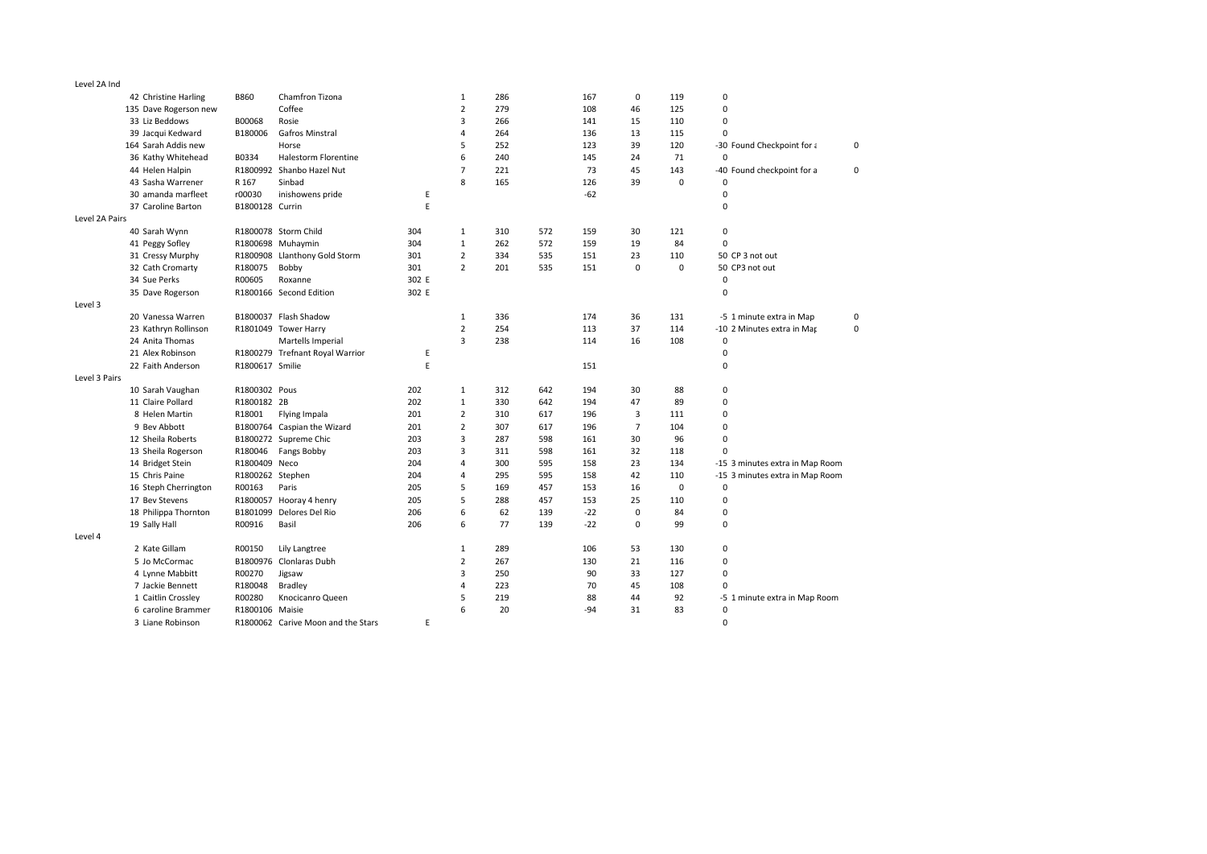| | | | | | | | | | | | | | |
|---|---|---|---|---|---|---|---|---|---|---|---|---|---|
| Level 2A Ind | | | | | | | | | | | | | |
| | 42 Christine Harling | B860 | Chamfron Tizona | | 1 | 286 | | 167 | 0 | 119 | 0 | | |
| | 135 Dave Rogerson new | | Coffee | | 2 | 279 | | 108 | 46 | 125 | 0 | | |
| | 33 Liz Beddows | B00068 | Rosie | | 3 | 266 | | 141 | 15 | 110 | 0 | | |
| | 39 Jacqui Kedward | B180006 | Gafros Minstral | | 4 | 264 | | 136 | 13 | 115 | 0 | | |
| | 164 Sarah Addis new | | Horse | | 5 | 252 | | 123 | 39 | 120 | -30 | Found Checkpoint for a | 0 |
| | 36 Kathy Whitehead | B0334 | Halestorm Florentine | | 6 | 240 | | 145 | 24 | 71 | 0 | | |
| | 44 Helen Halpin | R1800992 | Shanbo Hazel Nut | | 7 | 221 | | 73 | 45 | 143 | -40 | Found checkpoint for a | 0 |
| | 43 Sasha Warrener | R 167 | Sinbad | | 8 | 165 | | 126 | 39 | 0 | 0 | | |
| | 30 amanda marfleet | r00030 | inishowens pride | E | | | | -62 | | | 0 | | |
| | 37 Caroline Barton | B1800128 | Currin | E | | | | | | | 0 | | |
| Level 2A Pairs | | | | | | | | | | | | | |
| | 40 Sarah Wynn | R1800078 | Storm Child | 304 | 1 | 310 | 572 | 159 | 30 | 121 | 0 | | |
| | 41 Peggy Sofley | R1800698 | Muhaymin | 304 | 1 | 262 | 572 | 159 | 19 | 84 | 0 | | |
| | 31 Cressy Murphy | R1800908 | Llanthony Gold Storm | 301 | 2 | 334 | 535 | 151 | 23 | 110 | 50 | CP 3 not out | |
| | 32 Cath Cromarty | R180075 | Bobby | 301 | 2 | 201 | 535 | 151 | 0 | 0 | 50 | CP3 not out | |
| | 34 Sue Perks | R00605 | Roxanne | 302 E | | | | | | | 0 | | |
| | 35 Dave Rogerson | R1800166 | Second Edition | 302 E | | | | | | | 0 | | |
| Level 3 | | | | | | | | | | | | | |
| | 20 Vanessa Warren | B1800037 | Flash Shadow | | 1 | 336 | | 174 | 36 | 131 | -5 | 1 minute extra in Map | 0 |
| | 23 Kathryn Rollinson | R1801049 | Tower Harry | | 2 | 254 | | 113 | 37 | 114 | -10 | 2 Minutes extra in Map | 0 |
| | 24 Anita Thomas | | Martells Imperial | | 3 | 238 | | 114 | 16 | 108 | 0 | | |
| | 21 Alex Robinson | R1800279 | Trefnant Royal Warrior | E | | | | | | | 0 | | |
| | 22 Faith Anderson | R1800617 | Smilie | E | | | | 151 | | | 0 | | |
| Level 3 Pairs | | | | | | | | | | | | | |
| | 10 Sarah Vaughan | R1800302 | Pous | 202 | 1 | 312 | 642 | 194 | 30 | 88 | 0 | | |
| | 11 Claire Pollard | R1800182 | 2B | 202 | 1 | 330 | 642 | 194 | 47 | 89 | 0 | | |
| | 8 Helen Martin | R18001 | Flying Impala | 201 | 2 | 310 | 617 | 196 | 3 | 111 | 0 | | |
| | 9 Bev Abbott | B1800764 | Caspian the Wizard | 201 | 2 | 307 | 617 | 196 | 7 | 104 | 0 | | |
| | 12 Sheila Roberts | B1800272 | Supreme Chic | 203 | 3 | 287 | 598 | 161 | 30 | 96 | 0 | | |
| | 13 Sheila Rogerson | R180046 | Fangs Bobby | 203 | 3 | 311 | 598 | 161 | 32 | 118 | 0 | | |
| | 14 Bridget Stein | R1800409 | Neco | 204 | 4 | 300 | 595 | 158 | 23 | 134 | -15 | 3 minutes extra in Map Room | |
| | 15 Chris Paine | R1800262 | Stephen | 204 | 4 | 295 | 595 | 158 | 42 | 110 | -15 | 3 minutes extra in Map Room | |
| | 16 Steph Cherrington | R00163 | Paris | 205 | 5 | 169 | 457 | 153 | 16 | 0 | 0 | | |
| | 17 Bev Stevens | R1800057 | Hooray 4 henry | 205 | 5 | 288 | 457 | 153 | 25 | 110 | 0 | | |
| | 18 Philippa Thornton | B1801099 | Delores Del Rio | 206 | 6 | 62 | 139 | -22 | 0 | 84 | 0 | | |
| | 19 Sally Hall | R00916 | Basil | 206 | 6 | 77 | 139 | -22 | 0 | 99 | 0 | | |
| Level 4 | | | | | | | | | | | | | |
| | 2 Kate Gillam | R00150 | Lily Langtree | | 1 | 289 | | 106 | 53 | 130 | 0 | | |
| | 5 Jo McCormac | B1800976 | Clonlaras Dubh | | 2 | 267 | | 130 | 21 | 116 | 0 | | |
| | 4 Lynne Mabbitt | R00270 | Jigsaw | | 3 | 250 | | 90 | 33 | 127 | 0 | | |
| | 7 Jackie Bennett | R180048 | Bradley | | 4 | 223 | | 70 | 45 | 108 | 0 | | |
| | 1 Caitlin Crossley | R00280 | Knocicanro Queen | | 5 | 219 | | 88 | 44 | 92 | -5 | 1 minute extra in Map Room | |
| | 6 caroline Brammer | R1800106 | Maisie | | 6 | 20 | | -94 | 31 | 83 | 0 | | |
| | 3 Liane Robinson | R1800062 | Carive Moon and the Stars | E | | | | | | | 0 | | |